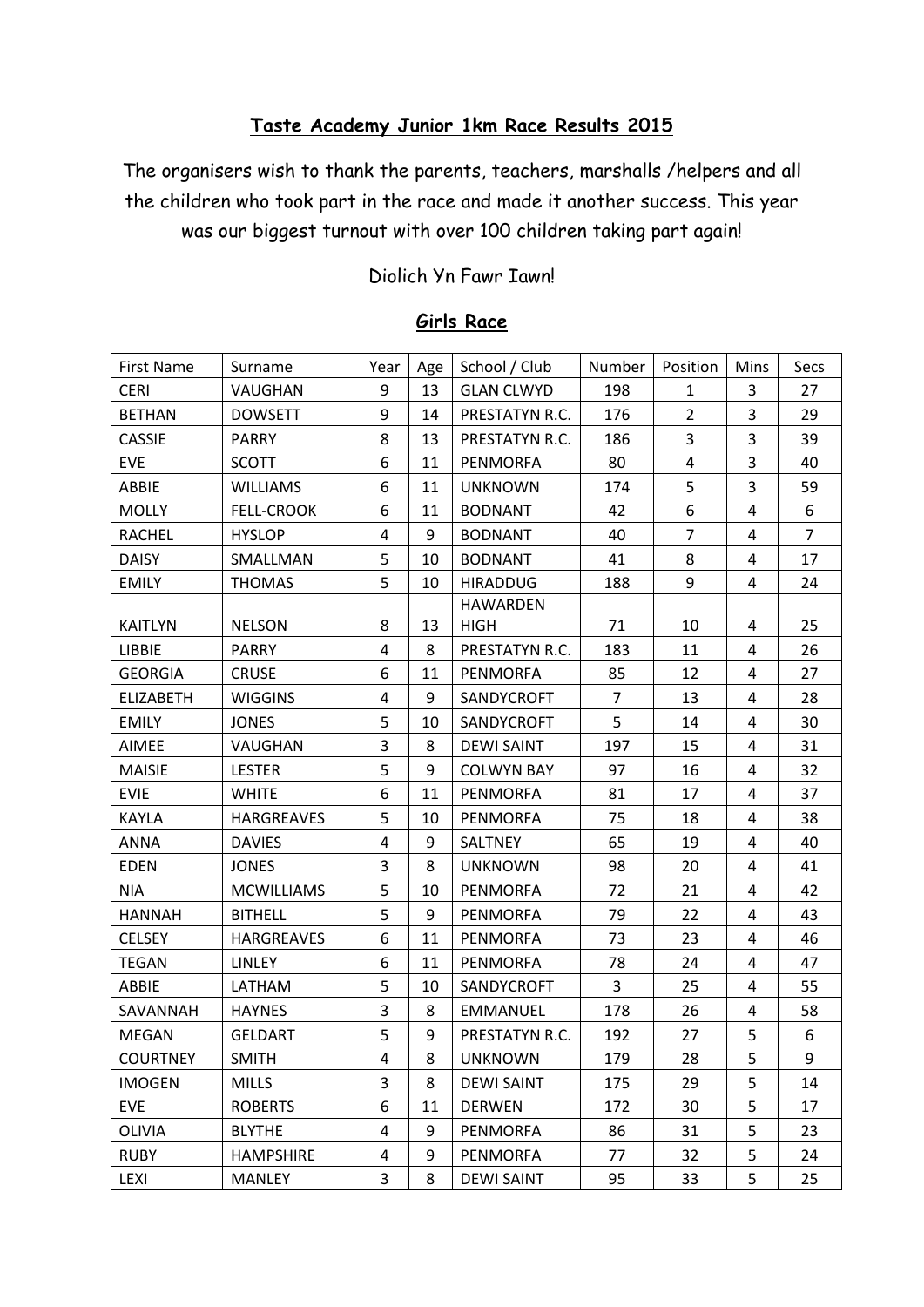# Taste Academy Junior 1km Race Results 2015

The organisers wish to thank the parents, teachers, marshalls /helpers and all the children who took part in the race and made it another success. This year was our biggest turnout with over 100 children taking part again!

Diolich Yn Fawr Iawn!

## Girls Race

| First Name | Surname | Year | Age | School / Club | Number | Position | Mins | Secs |
|---|---|---|---|---|---|---|---|---|
| CERI | VAUGHAN | 9 | 13 | GLAN CLWYD | 198 | 1 | 3 | 27 |
| BETHAN | DOWSETT | 9 | 14 | PRESTATYN R.C. | 176 | 2 | 3 | 29 |
| CASSIE | PARRY | 8 | 13 | PRESTATYN R.C. | 186 | 3 | 3 | 39 |
| EVE | SCOTT | 6 | 11 | PENMORFA | 80 | 4 | 3 | 40 |
| ABBIE | WILLIAMS | 6 | 11 | UNKNOWN | 174 | 5 | 3 | 59 |
| MOLLY | FELL-CROOK | 6 | 11 | BODNANT | 42 | 6 | 4 | 6 |
| RACHEL | HYSLOP | 4 | 9 | BODNANT | 40 | 7 | 4 | 7 |
| DAISY | SMALLMAN | 5 | 10 | BODNANT | 41 | 8 | 4 | 17 |
| EMILY | THOMAS | 5 | 10 | HIRADDUG | 188 | 9 | 4 | 24 |
| KAITLYN | NELSON | 8 | 13 | HAWARDEN HIGH | 71 | 10 | 4 | 25 |
| LIBBIE | PARRY | 4 | 8 | PRESTATYN R.C. | 183 | 11 | 4 | 26 |
| GEORGIA | CRUSE | 6 | 11 | PENMORFA | 85 | 12 | 4 | 27 |
| ELIZABETH | WIGGINS | 4 | 9 | SANDYCROFT | 7 | 13 | 4 | 28 |
| EMILY | JONES | 5 | 10 | SANDYCROFT | 5 | 14 | 4 | 30 |
| AIMEE | VAUGHAN | 3 | 8 | DEWI SAINT | 197 | 15 | 4 | 31 |
| MAISIE | LESTER | 5 | 9 | COLWYN BAY | 97 | 16 | 4 | 32 |
| EVIE | WHITE | 6 | 11 | PENMORFA | 81 | 17 | 4 | 37 |
| KAYLA | HARGREAVES | 5 | 10 | PENMORFA | 75 | 18 | 4 | 38 |
| ANNA | DAVIES | 4 | 9 | SALTNEY | 65 | 19 | 4 | 40 |
| EDEN | JONES | 3 | 8 | UNKNOWN | 98 | 20 | 4 | 41 |
| NIA | MCWILLIAMS | 5 | 10 | PENMORFA | 72 | 21 | 4 | 42 |
| HANNAH | BITHELL | 5 | 9 | PENMORFA | 79 | 22 | 4 | 43 |
| CELSEY | HARGREAVES | 6 | 11 | PENMORFA | 73 | 23 | 4 | 46 |
| TEGAN | LINLEY | 6 | 11 | PENMORFA | 78 | 24 | 4 | 47 |
| ABBIE | LATHAM | 5 | 10 | SANDYCROFT | 3 | 25 | 4 | 55 |
| SAVANNAH | HAYNES | 3 | 8 | EMMANUEL | 178 | 26 | 4 | 58 |
| MEGAN | GELDART | 5 | 9 | PRESTATYN R.C. | 192 | 27 | 5 | 6 |
| COURTNEY | SMITH | 4 | 8 | UNKNOWN | 179 | 28 | 5 | 9 |
| IMOGEN | MILLS | 3 | 8 | DEWI SAINT | 175 | 29 | 5 | 14 |
| EVE | ROBERTS | 6 | 11 | DERWEN | 172 | 30 | 5 | 17 |
| OLIVIA | BLYTHE | 4 | 9 | PENMORFA | 86 | 31 | 5 | 23 |
| RUBY | HAMPSHIRE | 4 | 9 | PENMORFA | 77 | 32 | 5 | 24 |
| LEXI | MANLEY | 3 | 8 | DEWI SAINT | 95 | 33 | 5 | 25 |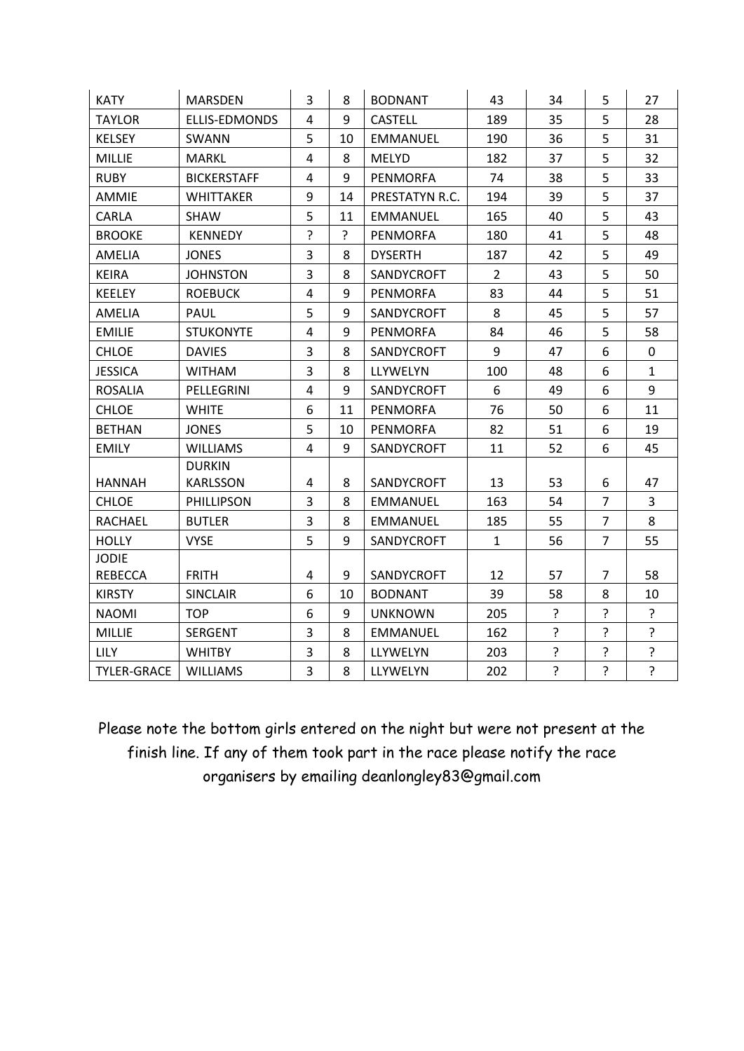| KATY | MARSDEN | 3 | 8 | BODNANT | 43 | 34 | 5 | 27 |
|---|---|---|---|---|---|---|---|---|
| TAYLOR | ELLIS-EDMONDS | 4 | 9 | CASTELL | 189 | 35 | 5 | 28 |
| KELSEY | SWANN | 5 | 10 | EMMANUEL | 190 | 36 | 5 | 31 |
| MILLIE | MARKL | 4 | 8 | MELYD | 182 | 37 | 5 | 32 |
| RUBY | BICKERSTAFF | 4 | 9 | PENMORFA | 74 | 38 | 5 | 33 |
| AMMIE | WHITTAKER | 9 | 14 | PRESTATYN R.C. | 194 | 39 | 5 | 37 |
| CARLA | SHAW | 5 | 11 | EMMANUEL | 165 | 40 | 5 | 43 |
| BROOKE | KENNEDY | ? | ? | PENMORFA | 180 | 41 | 5 | 48 |
| AMELIA | JONES | 3 | 8 | DYSERTH | 187 | 42 | 5 | 49 |
| KEIRA | JOHNSTON | 3 | 8 | SANDYCROFT | 2 | 43 | 5 | 50 |
| KEELEY | ROEBUCK | 4 | 9 | PENMORFA | 83 | 44 | 5 | 51 |
| AMELIA | PAUL | 5 | 9 | SANDYCROFT | 8 | 45 | 5 | 57 |
| EMILIE | STUKONYTE | 4 | 9 | PENMORFA | 84 | 46 | 5 | 58 |
| CHLOE | DAVIES | 3 | 8 | SANDYCROFT | 9 | 47 | 6 | 0 |
| JESSICA | WITHAM | 3 | 8 | LLYWELYN | 100 | 48 | 6 | 1 |
| ROSALIA | PELLEGRINI | 4 | 9 | SANDYCROFT | 6 | 49 | 6 | 9 |
| CHLOE | WHITE | 6 | 11 | PENMORFA | 76 | 50 | 6 | 11 |
| BETHAN | JONES | 5 | 10 | PENMORFA | 82 | 51 | 6 | 19 |
| EMILY | WILLIAMS | 4 | 9 | SANDYCROFT | 11 | 52 | 6 | 45 |
| HANNAH | DURKIN KARLSSON | 4 | 8 | SANDYCROFT | 13 | 53 | 6 | 47 |
| CHLOE | PHILLIPSON | 3 | 8 | EMMANUEL | 163 | 54 | 7 | 3 |
| RACHAEL | BUTLER | 3 | 8 | EMMANUEL | 185 | 55 | 7 | 8 |
| HOLLY | VYSE | 5 | 9 | SANDYCROFT | 1 | 56 | 7 | 55 |
| JODIE REBECCA | FRITH | 4 | 9 | SANDYCROFT | 12 | 57 | 7 | 58 |
| KIRSTY | SINCLAIR | 6 | 10 | BODNANT | 39 | 58 | 8 | 10 |
| NAOMI | TOP | 6 | 9 | UNKNOWN | 205 | ? | ? | ? |
| MILLIE | SERGENT | 3 | 8 | EMMANUEL | 162 | ? | ? | ? |
| LILY | WHITBY | 3 | 8 | LLYWELYN | 203 | ? | ? | ? |
| TYLER-GRACE | WILLIAMS | 3 | 8 | LLYWELYN | 202 | ? | ? | ? |

Please note the bottom girls entered on the night but were not present at the finish line. If any of them took part in the race please notify the race organisers by emailing deanlongley83@gmail.com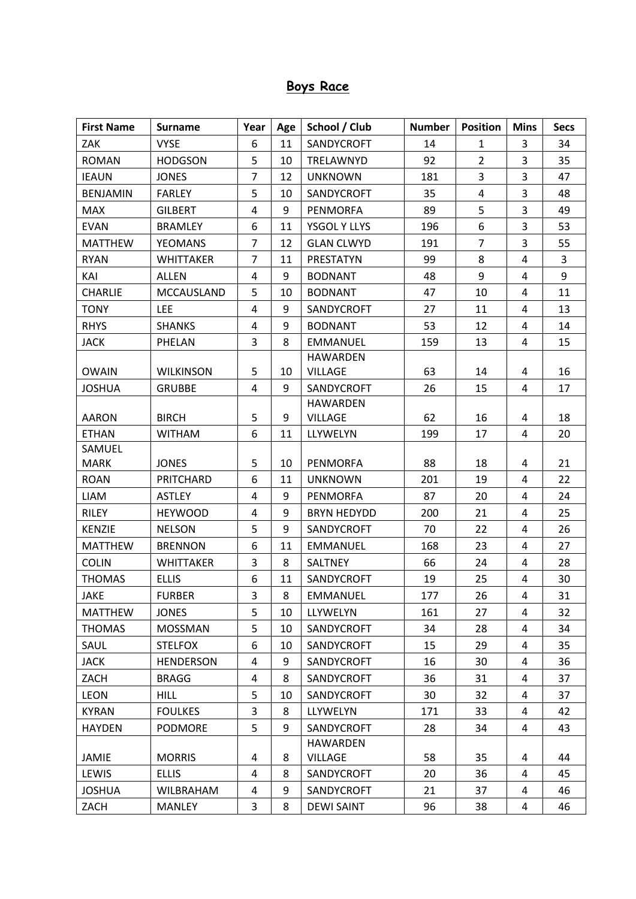## Boys Race

| First Name | Surname | Year | Age | School / Club | Number | Position | Mins | Secs |
|---|---|---|---|---|---|---|---|---|
| ZAK | VYSE | 6 | 11 | SANDYCROFT | 14 | 1 | 3 | 34 |
| ROMAN | HODGSON | 5 | 10 | TRELAWNYD | 92 | 2 | 3 | 35 |
| IEAUN | JONES | 7 | 12 | UNKNOWN | 181 | 3 | 3 | 47 |
| BENJAMIN | FARLEY | 5 | 10 | SANDYCROFT | 35 | 4 | 3 | 48 |
| MAX | GILBERT | 4 | 9 | PENMORFA | 89 | 5 | 3 | 49 |
| EVAN | BRAMLEY | 6 | 11 | YSGOL Y LLYS | 196 | 6 | 3 | 53 |
| MATTHEW | YEOMANS | 7 | 12 | GLAN CLWYD | 191 | 7 | 3 | 55 |
| RYAN | WHITTAKER | 7 | 11 | PRESTATYN | 99 | 8 | 4 | 3 |
| KAI | ALLEN | 4 | 9 | BODNANT | 48 | 9 | 4 | 9 |
| CHARLIE | MCCAUSLAND | 5 | 10 | BODNANT | 47 | 10 | 4 | 11 |
| TONY | LEE | 4 | 9 | SANDYCROFT | 27 | 11 | 4 | 13 |
| RHYS | SHANKS | 4 | 9 | BODNANT | 53 | 12 | 4 | 14 |
| JACK | PHELAN | 3 | 8 | EMMANUEL | 159 | 13 | 4 | 15 |
| OWAIN | WILKINSON | 5 | 10 | HAWARDEN VILLAGE | 63 | 14 | 4 | 16 |
| JOSHUA | GRUBBE | 4 | 9 | SANDYCROFT | 26 | 15 | 4 | 17 |
| AARON | BIRCH | 5 | 9 | HAWARDEN VILLAGE | 62 | 16 | 4 | 18 |
| ETHAN | WITHAM | 6 | 11 | LLYWELYN | 199 | 17 | 4 | 20 |
| SAMUEL MARK | JONES | 5 | 10 | PENMORFA | 88 | 18 | 4 | 21 |
| ROAN | PRITCHARD | 6 | 11 | UNKNOWN | 201 | 19 | 4 | 22 |
| LIAM | ASTLEY | 4 | 9 | PENMORFA | 87 | 20 | 4 | 24 |
| RILEY | HEYWOOD | 4 | 9 | BRYN HEDYDD | 200 | 21 | 4 | 25 |
| KENZIE | NELSON | 5 | 9 | SANDYCROFT | 70 | 22 | 4 | 26 |
| MATTHEW | BRENNON | 6 | 11 | EMMANUEL | 168 | 23 | 4 | 27 |
| COLIN | WHITTAKER | 3 | 8 | SALTNEY | 66 | 24 | 4 | 28 |
| THOMAS | ELLIS | 6 | 11 | SANDYCROFT | 19 | 25 | 4 | 30 |
| JAKE | FURBER | 3 | 8 | EMMANUEL | 177 | 26 | 4 | 31 |
| MATTHEW | JONES | 5 | 10 | LLYWELYN | 161 | 27 | 4 | 32 |
| THOMAS | MOSSMAN | 5 | 10 | SANDYCROFT | 34 | 28 | 4 | 34 |
| SAUL | STELFOX | 6 | 10 | SANDYCROFT | 15 | 29 | 4 | 35 |
| JACK | HENDERSON | 4 | 9 | SANDYCROFT | 16 | 30 | 4 | 36 |
| ZACH | BRAGG | 4 | 8 | SANDYCROFT | 36 | 31 | 4 | 37 |
| LEON | HILL | 5 | 10 | SANDYCROFT | 30 | 32 | 4 | 37 |
| KYRAN | FOULKES | 3 | 8 | LLYWELYN | 171 | 33 | 4 | 42 |
| HAYDEN | PODMORE | 5 | 9 | SANDYCROFT | 28 | 34 | 4 | 43 |
| JAMIE | MORRIS | 4 | 8 | HAWARDEN VILLAGE | 58 | 35 | 4 | 44 |
| LEWIS | ELLIS | 4 | 8 | SANDYCROFT | 20 | 36 | 4 | 45 |
| JOSHUA | WILBRAHAM | 4 | 9 | SANDYCROFT | 21 | 37 | 4 | 46 |
| ZACH | MANLEY | 3 | 8 | DEWI SAINT | 96 | 38 | 4 | 46 |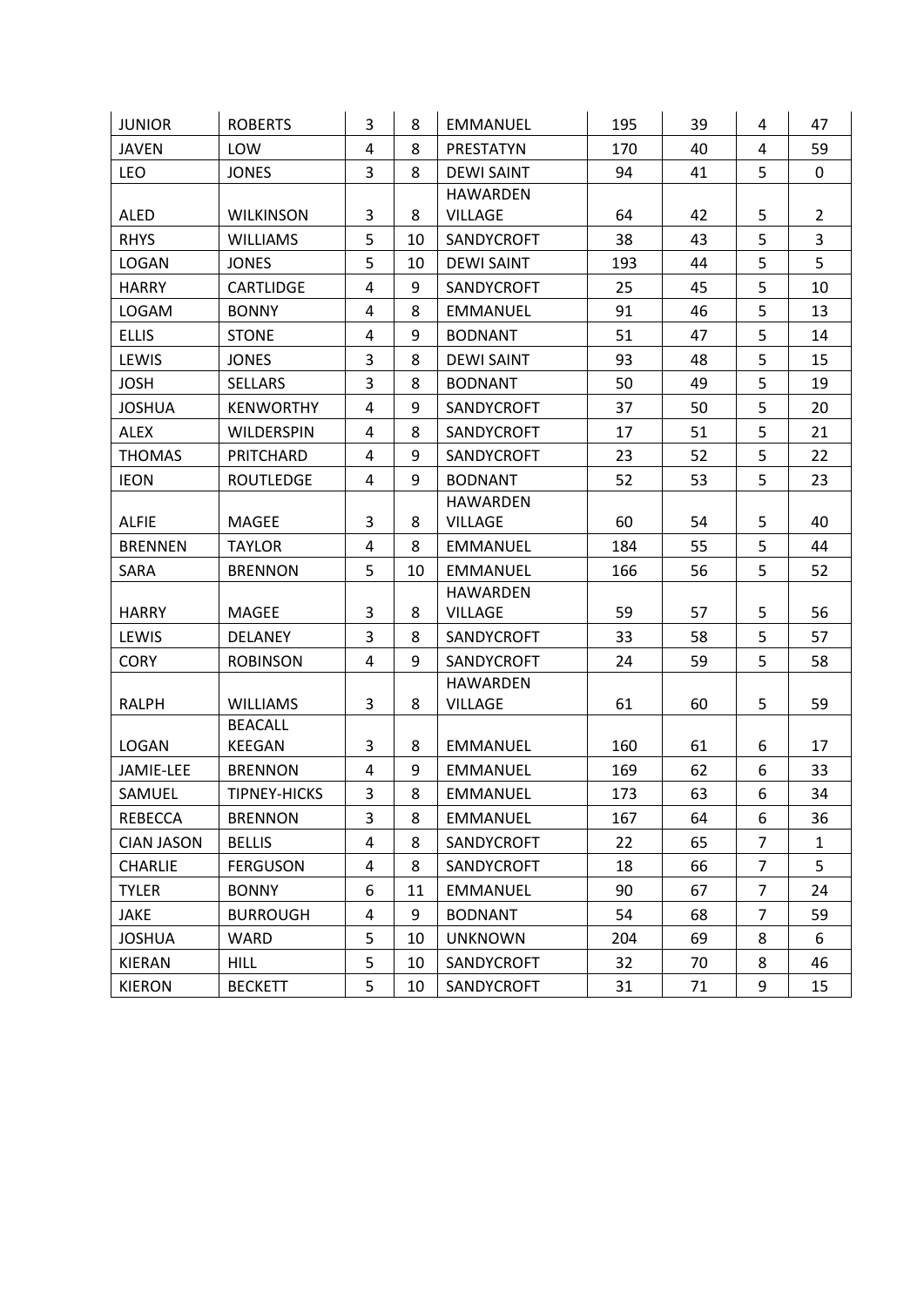| JUNIOR | ROBERTS | 3 | 8 | EMMANUEL | 195 | 39 | 4 | 47 |
|---|---|---|---|---|---|---|---|---|
| JAVEN | LOW | 4 | 8 | PRESTATYN | 170 | 40 | 4 | 59 |
| LEO | JONES | 3 | 8 | DEWI SAINT | 94 | 41 | 5 | 0 |
| ALED | WILKINSON | 3 | 8 | HAWARDEN VILLAGE | 64 | 42 | 5 | 2 |
| RHYS | WILLIAMS | 5 | 10 | SANDYCROFT | 38 | 43 | 5 | 3 |
| LOGAN | JONES | 5 | 10 | DEWI SAINT | 193 | 44 | 5 | 5 |
| HARRY | CARTLIDGE | 4 | 9 | SANDYCROFT | 25 | 45 | 5 | 10 |
| LOGAM | BONNY | 4 | 8 | EMMANUEL | 91 | 46 | 5 | 13 |
| ELLIS | STONE | 4 | 9 | BODNANT | 51 | 47 | 5 | 14 |
| LEWIS | JONES | 3 | 8 | DEWI SAINT | 93 | 48 | 5 | 15 |
| JOSH | SELLARS | 3 | 8 | BODNANT | 50 | 49 | 5 | 19 |
| JOSHUA | KENWORTHY | 4 | 9 | SANDYCROFT | 37 | 50 | 5 | 20 |
| ALEX | WILDERSPIN | 4 | 8 | SANDYCROFT | 17 | 51 | 5 | 21 |
| THOMAS | PRITCHARD | 4 | 9 | SANDYCROFT | 23 | 52 | 5 | 22 |
| IEON | ROUTLEDGE | 4 | 9 | BODNANT | 52 | 53 | 5 | 23 |
| ALFIE | MAGEE | 3 | 8 | HAWARDEN VILLAGE | 60 | 54 | 5 | 40 |
| BRENNEN | TAYLOR | 4 | 8 | EMMANUEL | 184 | 55 | 5 | 44 |
| SARA | BRENNON | 5 | 10 | EMMANUEL | 166 | 56 | 5 | 52 |
| HARRY | MAGEE | 3 | 8 | HAWARDEN VILLAGE | 59 | 57 | 5 | 56 |
| LEWIS | DELANEY | 3 | 8 | SANDYCROFT | 33 | 58 | 5 | 57 |
| CORY | ROBINSON | 4 | 9 | SANDYCROFT | 24 | 59 | 5 | 58 |
| RALPH | WILLIAMS | 3 | 8 | HAWARDEN VILLAGE | 61 | 60 | 5 | 59 |
| LOGAN | BEACALL KEEGAN | 3 | 8 | EMMANUEL | 160 | 61 | 6 | 17 |
| JAMIE-LEE | BRENNON | 4 | 9 | EMMANUEL | 169 | 62 | 6 | 33 |
| SAMUEL | TIPNEY-HICKS | 3 | 8 | EMMANUEL | 173 | 63 | 6 | 34 |
| REBECCA | BRENNON | 3 | 8 | EMMANUEL | 167 | 64 | 6 | 36 |
| CIAN JASON | BELLIS | 4 | 8 | SANDYCROFT | 22 | 65 | 7 | 1 |
| CHARLIE | FERGUSON | 4 | 8 | SANDYCROFT | 18 | 66 | 7 | 5 |
| TYLER | BONNY | 6 | 11 | EMMANUEL | 90 | 67 | 7 | 24 |
| JAKE | BURROUGH | 4 | 9 | BODNANT | 54 | 68 | 7 | 59 |
| JOSHUA | WARD | 5 | 10 | UNKNOWN | 204 | 69 | 8 | 6 |
| KIERAN | HILL | 5 | 10 | SANDYCROFT | 32 | 70 | 8 | 46 |
| KIERON | BECKETT | 5 | 10 | SANDYCROFT | 31 | 71 | 9 | 15 |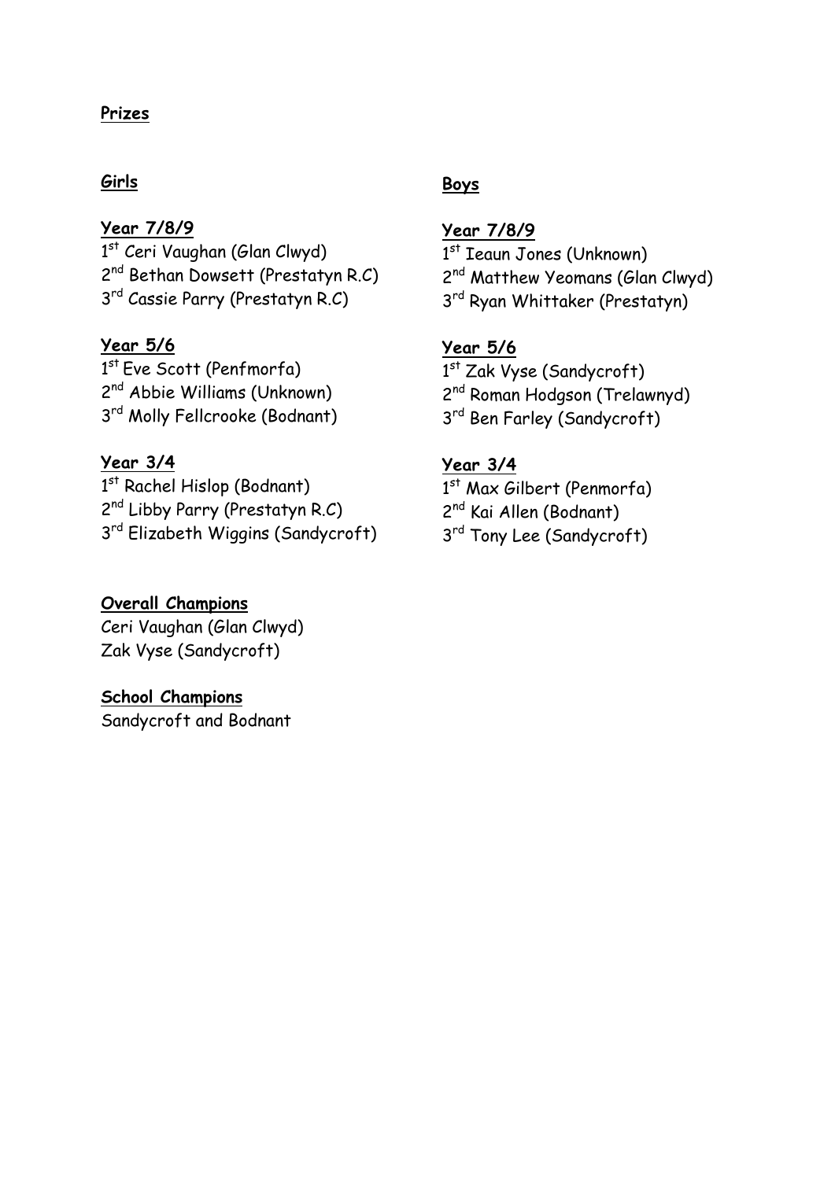**Prizes**

**Girls**

**Year 7/8/9**

1st Ceri Vaughan (Glan Clwyd)
2nd Bethan Dowsett (Prestatyn R.C)
3rd Cassie Parry (Prestatyn R.C)

**Year 5/6**

1st Eve Scott (Penfmorfa)
2nd Abbie Williams (Unknown)
3rd Molly Fellcrooke (Bodnant)

**Year 3/4**

1st Rachel Hislop (Bodnant)
2nd Libby Parry (Prestatyn R.C)
3rd Elizabeth Wiggins (Sandycroft)

**Boys**

**Year 7/8/9**

1st Ieaun Jones (Unknown)
2nd Matthew Yeomans (Glan Clwyd)
3rd Ryan Whittaker (Prestatyn)

**Year 5/6**

1st Zak Vyse (Sandycroft)
2nd Roman Hodgson (Trelawnyd)
3rd Ben Farley (Sandycroft)

**Year 3/4**

1st Max Gilbert (Penmorfa)
2nd Kai Allen (Bodnant)
3rd Tony Lee (Sandycroft)

**Overall Champions**

Ceri Vaughan (Glan Clwyd)
Zak Vyse (Sandycroft)

**School Champions**

Sandycroft and Bodnant